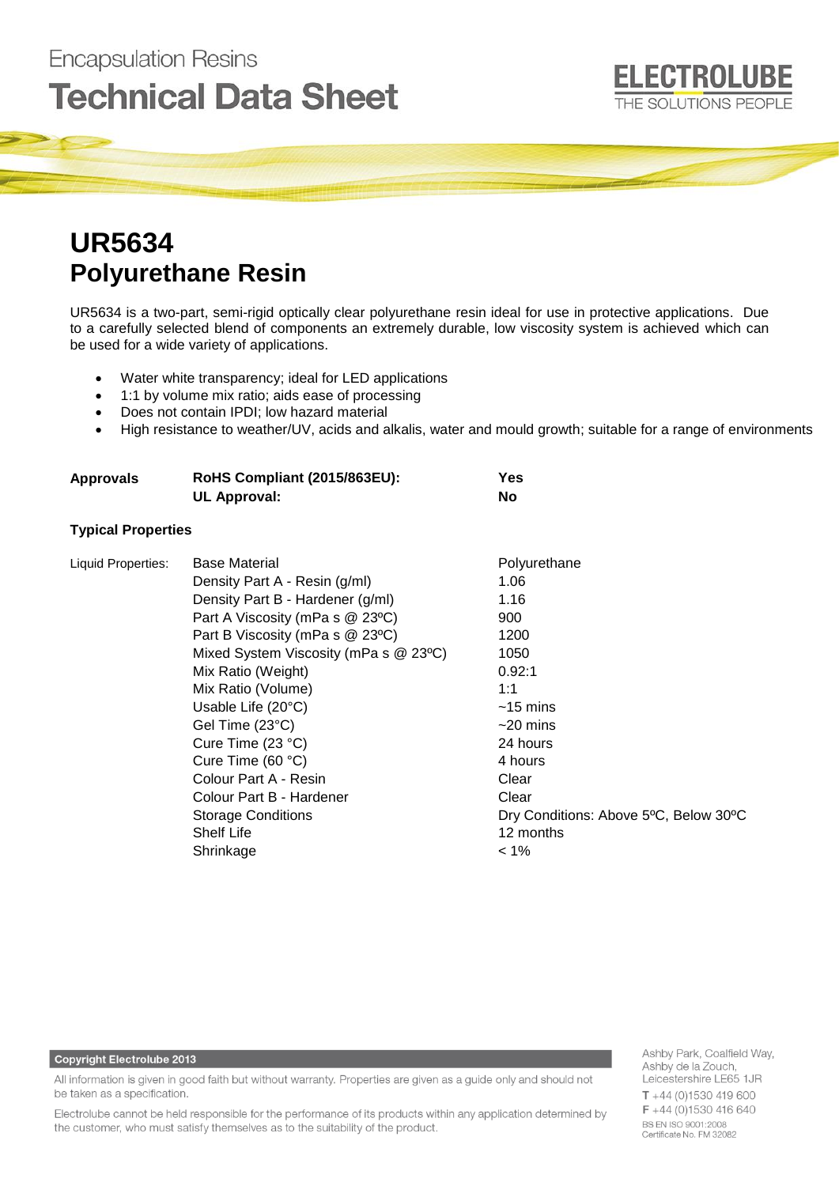Encapsulation Resins

# Technical Data Sheet

ELECTROLUBE
THE SOLUTIONS PEOPLE

## UR5634
## Polyurethane Resin

UR5634 is a two-part, semi-rigid optically clear polyurethane resin ideal for use in protective applications. Due to a carefully selected blend of components an extremely durable, low viscosity system is achieved which can be used for a wide variety of applications.

- Water white transparency; ideal for LED applications
- 1:1 by volume mix ratio; aids ease of processing
- Does not contain IPDI; low hazard material
- High resistance to weather/UV, acids and alkalis, water and mould growth; suitable for a range of environments

| | | |
|---|---|---|
| **Approvals** | **RoHS Compliant (2015/863EU):** | **Yes** |
| | **UL Approval:** | **No** |

**Typical Properties**

| | | |
|---|---|---|
| Liquid Properties: | Base Material | Polyurethane |
| | Density Part A - Resin (g/ml) | 1.06 |
| | Density Part B - Hardener (g/ml) | 1.16 |
| | Part A Viscosity (mPa s @ 23ºC) | 900 |
| | Part B Viscosity (mPa s @ 23ºC) | 1200 |
| | Mixed System Viscosity (mPa s @ 23ºC) | 1050 |
| | Mix Ratio (Weight) | 0.92:1 |
| | Mix Ratio (Volume) | 1:1 |
| | Usable Life (20°C) | ~15 mins |
| | Gel Time (23°C) | ~20 mins |
| | Cure Time (23 °C) | 24 hours |
| | Cure Time (60 °C) | 4 hours |
| | Colour Part A - Resin | Clear |
| | Colour Part B - Hardener | Clear |
| | Storage Conditions | Dry Conditions: Above 5ºC, Below 30ºC |
| | Shelf Life | 12 months |
| | Shrinkage | < 1% |

**Copyright Electrolube 2013**

All information is given in good faith but without warranty. Properties are given as a guide only and should not be taken as a specification.

Electrolube cannot be held responsible for the performance of its products within any application determined by the customer, who must satisfy themselves as to the suitability of the product.

Ashby Park, Coalfield Way,
Ashby de la Zouch,
Leicestershire LE65 1JR
T +44 (0)1530 419 600
F +44 (0)1530 416 640
BS EN ISO 9001:2008
Certificate No. FM 32082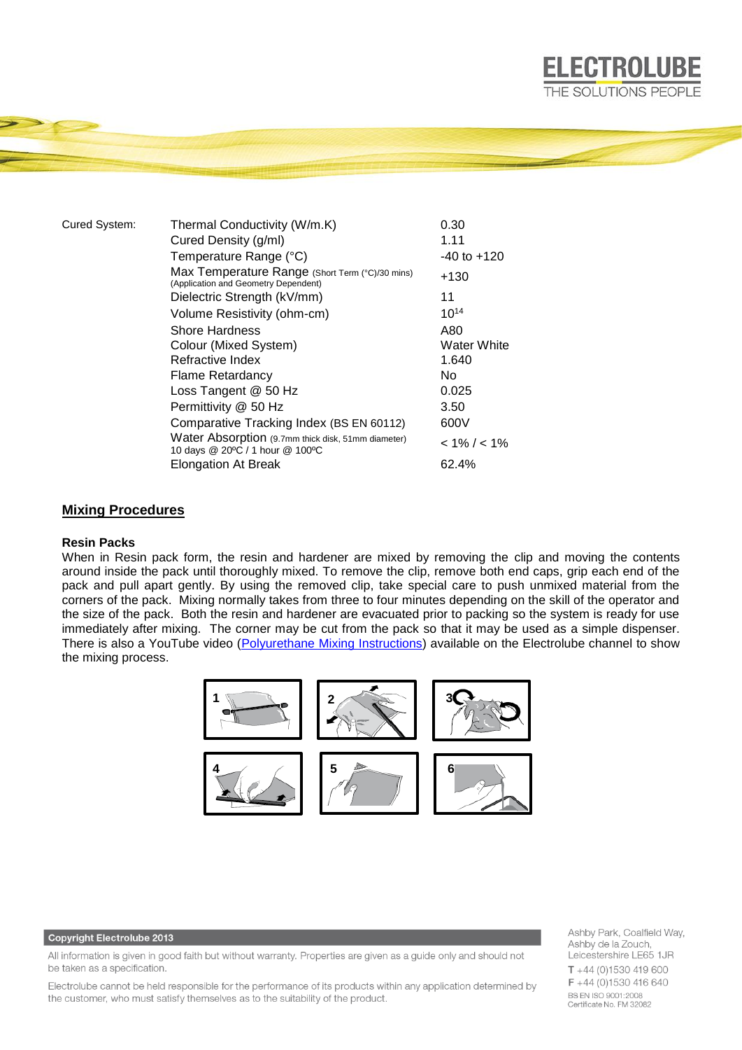| Cured System: | Thermal Conductivity (W/m.K) | 0.30 |
|---|---|---|
| | Cured Density (g/ml) | 1.11 |
| | Temperature Range (°C) | -40 to +120 |
| | Max Temperature Range (Short Term (°C)/30 mins) (Application and Geometry Dependent) | +130 |
| | Dielectric Strength (kV/mm) | 11 |
| | Volume Resistivity (ohm-cm) | $10^{14}$ |
| | Shore Hardness | A80 |
| | Colour (Mixed System) | Water White |
| | Refractive Index | 1.640 |
| | Flame Retardancy | No |
| | Loss Tangent @ 50 Hz | 0.025 |
| | Permittivity @ 50 Hz | 3.50 |
| | Comparative Tracking Index (BS EN 60112) | 600V |
| | Water Absorption (9.7mm thick disk, 51mm diameter) 10 days @ 20ºC / 1 hour @ 100ºC | < 1% / < 1% |
| | Elongation At Break | 62.4% |

## Mixing Procedures

**Resin Packs**

When in Resin pack form, the resin and hardener are mixed by removing the clip and moving the contents around inside the pack until thoroughly mixed. To remove the clip, remove both end caps, grip each end of the pack and pull apart gently. By using the removed clip, take special care to push unmixed material from the corners of the pack. Mixing normally takes from three to four minutes depending on the skill of the operator and the size of the pack. Both the resin and hardener are evacuated prior to packing so the system is ready for use immediately after mixing. The corner may be cut from the pack so that it may be used as a simple dispenser. There is also a YouTube video (Polyurethane Mixing Instructions) available on the Electrolube channel to show the mixing process.

**Copyright Electrolube 2013**

All information is given in good faith but without warranty. Properties are given as a guide only and should not be taken as a specification.

Electrolube cannot be held responsible for the performance of its products within any application determined by the customer, who must satisfy themselves as to the suitability of the product.

Ashby Park, Coalfield Way, Ashby de la Zouch, Leicestershire LE65 1JR
T +44 (0)1530 419 600
F +44 (0)1530 416 640
BS EN ISO 9001:2008
Certificate No. FM 32082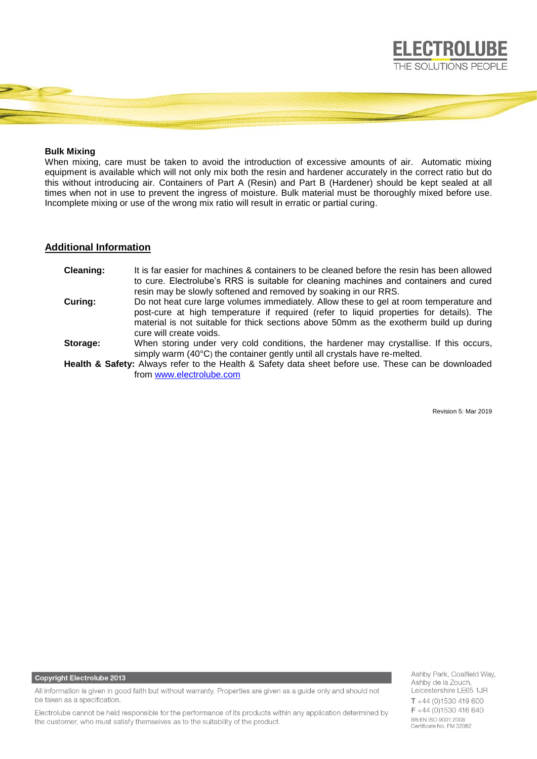**Bulk Mixing**

When mixing, care must be taken to avoid the introduction of excessive amounts of air. Automatic mixing equipment is available which will not only mix both the resin and hardener accurately in the correct ratio but do this without introducing air. Containers of Part A (Resin) and Part B (Hardener) should be kept sealed at all times when not in use to prevent the ingress of moisture. Bulk material must be thoroughly mixed before use. Incomplete mixing or use of the wrong mix ratio will result in erratic or partial curing.

## Additional Information

**Cleaning:** It is far easier for machines & containers to be cleaned before the resin has been allowed to cure. Electrolube's RRS is suitable for cleaning machines and containers and cured resin may be slowly softened and removed by soaking in our RRS.

**Curing:** Do not heat cure large volumes immediately. Allow these to gel at room temperature and post-cure at high temperature if required (refer to liquid properties for details). The material is not suitable for thick sections above 50mm as the exotherm build up during cure will create voids.

**Storage:** When storing under very cold conditions, the hardener may crystallise. If this occurs, simply warm (40°C) the container gently until all crystals have re-melted.

**Health & Safety:** Always refer to the Health & Safety data sheet before use. These can be downloaded from www.electrolube.com

Revision 5: Mar 2019

**Copyright Electrolube 2013**

All information is given in good faith but without warranty. Properties are given as a guide only and should not be taken as a specification.

Electrolube cannot be held responsible for the performance of its products within any application determined by the customer, who must satisfy themselves as to the suitability of the product.

Ashby Park, Coalfield Way,
Ashby de la Zouch,
Leicestershire LE65 1JR
T +44 (0)1530 419 600
F +44 (0)1530 416 640
BS EN ISO 9001:2008
Certificate No. FM 32082